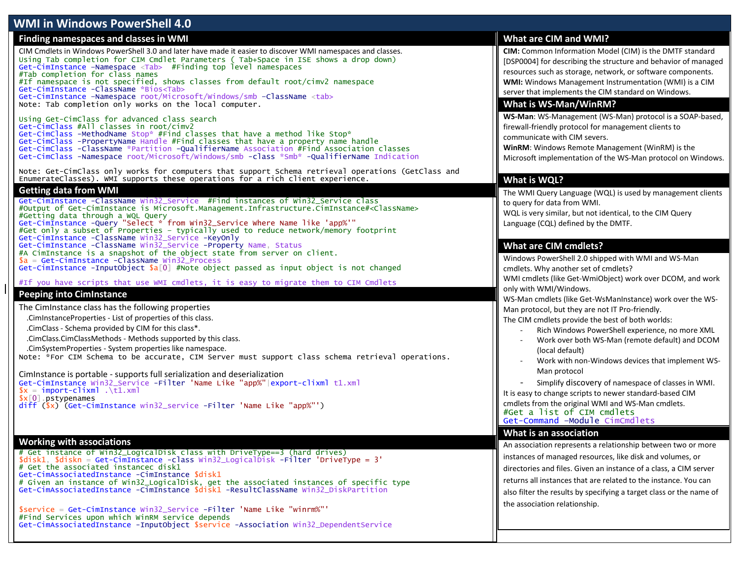# WMI in Windows PowerShell 4.0

## Finding namespaces and classes in WMI

CIM Cmdlets in Windows PowerShell 3.0 and later have made it easier to discover WMI namespaces and classes.

```
Using Tab completion for CIM Cmdlet Parameters ( Tab+Space in ISE shows a drop down)
Get-CimInstance –Namespace <Tab>  #Finding top level namespaces
#Tab completion for class names
#If namespace is not specified, shows classes from default root/cimv2 namespace
Get-CimInstance -ClassName *Bios<Tab>
Get-CimInstance –Namespace root/Microsoft/Windows/smb –ClassName <tab>
Note: Tab completion only works on the local computer.

Using Get-CimClass for advanced class search
Get-CimClass #All classes in root/cimv2
Get-CimClass -MethodName Stop* #Find classes that have a method like Stop*
Get-CimClass -PropertyName Handle #Find classes that have a property name handle
Get-CimClass -ClassName *Partition -QualifierName Association #Find Association classes
Get-CimClass -Namespace root/Microsoft/Windows/smb -class *Smb* -QualifierName Indication

Note: Get-CimClass only works for computers that support Schema retrieval operations (GetClass and
EnumerateClasses). WMI supports these operations for a rich client experience.
```

## Getting data from WMI

```
Get-CimInstance -ClassName Win32_Service  #Find instances of Win32_Service class
#Output of Get-CimInstance is Microsoft.Management.Infrastructure.CimInstance#<ClassName>
#Getting data through a WQL Query
Get-CimInstance -Query "Select * from Win32_Service Where Name like 'app%'"
#Get only a subset of Properties – typically used to reduce network/memory footprint
Get-CimInstance -ClassName Win32_Service -KeyOnly
Get-CimInstance -ClassName Win32_Service -Property Name, Status
#A CimInstance is a snapshot of the object state from server on client.
$a = Get-CimInstance -ClassName Win32_Process
Get-CimInstance -InputObject $a[0] #Note object passed as input object is not changed

#If you have scripts that use WMI cmdlets, it is easy to migrate them to CIM Cmdlets
```

## Peeping into CimInstance

The CimInstance class has the following properties

- .CimInstanceProperties - List of properties of this class.
- .CimClass - Schema provided by CIM for this class*.
- .CimClass.CimClassMethods - Methods supported by this class.
- .CimSystemProperties - System properties like namespace.

```
Note: *For CIM Schema to be accurate, CIM Server must support class schema retrieval operations.
```

CimInstance is portable - supports full serialization and deserialization

```
Get-CimInstance Win32_Service -Filter 'Name Like "app%"'|export-clixml t1.xml
$x = import-clixml .\t1.xml
$x[0].pstypenames
diff ($x) (Get-CimInstance win32_service -Filter 'Name Like "app%"')
```

## Working with associations

```
# Get instance of Win32_LogicalDisk class with DriveType==3 (hard drives)
$disk1, $diskn = Get-CimInstance -class Win32_LogicalDisk -Filter 'DriveType = 3'
# Get the associated instancec disk1
Get-CimAssociatedInstance -CimInstance $disk1
# Given an instance of Win32_LogicalDisk, get the associated instances of specific type
Get-CimAssociatedInstance -CimInstance $disk1 -ResultClassName Win32_DiskPartition

$service = Get-CimInstance Win32_Service -Filter 'Name Like "winrm%"'
#Find Services upon which WinRM service depends
Get-CimAssociatedInstance -InputObject $service -Association Win32_DependentService
```

## What are CIM and WMI?

**CIM:** Common Information Model (CIM) is the DMTF standard [DSP0004] for describing the structure and behavior of managed resources such as storage, network, or software components.

**WMI:** Windows Management Instrumentation (WMI) is a CIM server that implements the CIM standard on Windows.

## What is WS-Man/WinRM?

**WS-Man**: WS-Management (WS-Man) protocol is a SOAP-based, firewall-friendly protocol for management clients to communicate with CIM severs.

**WinRM**: Windows Remote Management (WinRM) is the Microsoft implementation of the WS-Man protocol on Windows.

## What is WQL?

The WMI Query Language (WQL) is used by management clients to query for data from WMI.

WQL is very similar, but not identical, to the CIM Query Language (CQL) defined by the DMTF.

## What are CIM cmdlets?

Windows PowerShell 2.0 shipped with WMI and WS-Man cmdlets. Why another set of cmdlets?

WMI cmdlets (like Get-WmiObject) work over DCOM, and work only with WMI/Windows.

WS-Man cmdlets (like Get-WsManInstance) work over the WS-Man protocol, but they are not IT Pro-friendly.

The CIM cmdlets provide the best of both worlds:

- Rich Windows PowerShell experience, no more XML
- Work over both WS-Man (remote default) and DCOM (local default)
- Work with non-Windows devices that implement WS-Man protocol
- Simplify discovery of namespace of classes in WMI.

It is easy to change scripts to newer standard-based CIM cmdlets from the original WMI and WS-Man cmdlets.

```
#Get a list of CIM cmdlets
Get-Command –Module CimCmdlets
```

## What is an association

An association represents a relationship between two or more instances of managed resources, like disk and volumes, or directories and files. Given an instance of a class, a CIM server returns all instances that are related to the instance. You can also filter the results by specifying a target class or the name of the association relationship.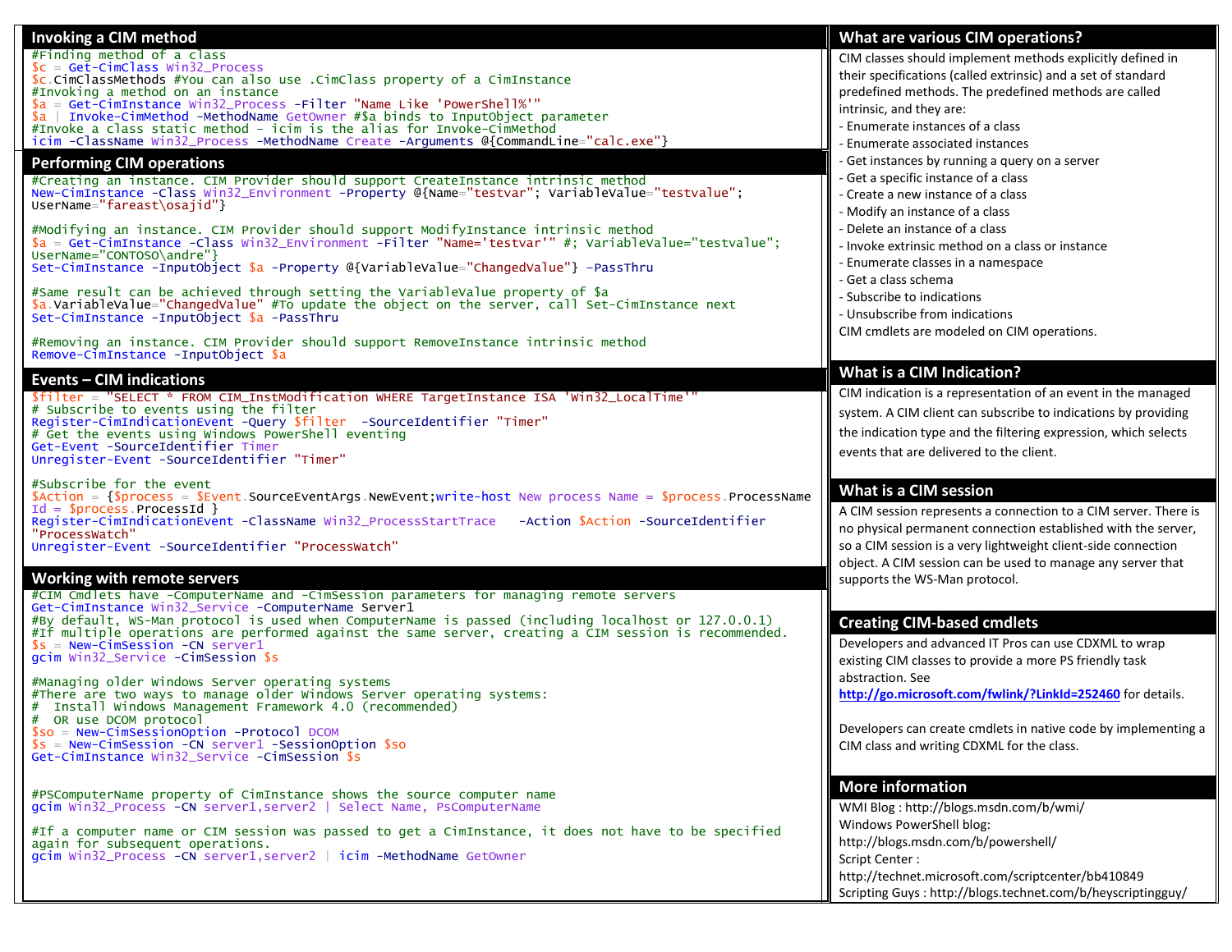## Invoking a CIM method

```
#Finding method of a class
$c = Get-CimClass Win32_Process
$c.CimClassMethods #You can also use .CimClass property of a CimInstance
#Invoking a method on an instance
$a = Get-CimInstance Win32_Process -Filter "Name Like 'PowerShell%'"
$a | Invoke-CimMethod -MethodName GetOwner #$a binds to InputObject parameter
#Invoke a class static method – icim is the alias for Invoke-CimMethod
icim -ClassName Win32_Process -MethodName Create -Arguments @{CommandLine="calc.exe"}
```

## Performing CIM operations

```
#Creating an instance. CIM Provider should support CreateInstance intrinsic method
New-CimInstance -Class Win32_Environment -Property @{Name="testvar"; VariableValue="testvalue"; UserName="fareast\osajid"}

#Modifying an instance. CIM Provider should support ModifyInstance intrinsic method
$a = Get-CimInstance -Class Win32_Environment -Filter "Name='testvar'" #; VariableValue="testvalue"; UserName="CONTOSO\andre"}
Set-CimInstance -InputObject $a -Property @{VariableValue="ChangedValue"} -PassThru

#Same result can be achieved through setting the VariableValue property of $a
$a.VariableValue="ChangedValue" #To update the object on the server, call Set-CimInstance next
Set-CimInstance -InputObject $a -PassThru

#Removing an instance. CIM Provider should support RemoveInstance intrinsic method
Remove-CimInstance -InputObject $a
```

## Events – CIM indications

```
$filter = "SELECT * FROM CIM_InstModification WHERE TargetInstance ISA 'Win32_LocalTime'"
# Subscribe to events using the filter
Register-CimIndicationEvent -Query $filter  -SourceIdentifier "Timer"
# Get the events using Windows PowerShell eventing
Get-Event -SourceIdentifier Timer
Unregister-Event -SourceIdentifier "Timer"

#Subscribe for the event
$Action = {$process = $Event.SourceEventArgs.NewEvent;write-host New process Name = $process.ProcessName Id = $process.ProcessId }
Register-CimIndicationEvent -ClassName Win32_ProcessStartTrace   -Action $Action -SourceIdentifier "ProcessWatch"
Unregister-Event -SourceIdentifier "ProcessWatch"
```

## Working with remote servers

```
#CIM Cmdlets have -ComputerName and -CimSession parameters for managing remote servers
Get-CimInstance Win32_Service -ComputerName Server1
#By default, WS-Man protocol is used when ComputerName is passed (including localhost or 127.0.0.1)
#If multiple operations are performed against the same server, creating a CIM session is recommended.
$s = New-CimSession -CN server1
gcim Win32_Service -CimSession $s

#Managing older Windows Server operating systems
#There are two ways to manage older Windows Server operating systems:
#  Install Windows Management Framework 4.0 (recommended)
#  OR use DCOM protocol
$so = New-CimSessionOption -Protocol DCOM
$s = New-CimSession -CN server1 -SessionOption $so
Get-CimInstance Win32_Service -CimSession $s


#PSComputerName property of CimInstance shows the source computer name
gcim Win32_Process -CN server1,server2 | Select Name, PsComputerName

#If a computer name or CIM session was passed to get a CimInstance, it does not have to be specified again for subsequent operations.
gcim Win32_Process -CN server1,server2 | icim -MethodName GetOwner
```

## What are various CIM operations?

CIM classes should implement methods explicitly defined in their specifications (called extrinsic) and a set of standard predefined methods. The predefined methods are called intrinsic, and they are:

- Enumerate instances of a class
- Enumerate associated instances
- Get instances by running a query on a server
- Get a specific instance of a class
- Create a new instance of a class
- Modify an instance of a class
- Delete an instance of a class
- Invoke extrinsic method on a class or instance
- Enumerate classes in a namespace
- Get a class schema
- Subscribe to indications
- Unsubscribe from indications

CIM cmdlets are modeled on CIM operations.

## What is a CIM Indication?

CIM indication is a representation of an event in the managed system. A CIM client can subscribe to indications by providing the indication type and the filtering expression, which selects events that are delivered to the client.

## What is a CIM session

A CIM session represents a connection to a CIM server. There is no physical permanent connection established with the server, so a CIM session is a very lightweight client-side connection object. A CIM session can be used to manage any server that supports the WS-Man protocol.

## Creating CIM-based cmdlets

Developers and advanced IT Pros can use CDXML to wrap existing CIM classes to provide a more PS friendly task abstraction. See **http://go.microsoft.com/fwlink/?LinkId=252460** for details.

Developers can create cmdlets in native code by implementing a CIM class and writing CDXML for the class.

## More information

WMI Blog : http://blogs.msdn.com/b/wmi/
Windows PowerShell blog: http://blogs.msdn.com/b/powershell/
Script Center : http://technet.microsoft.com/scriptcenter/bb410849
Scripting Guys : http://blogs.technet.com/b/heyscriptingguy/